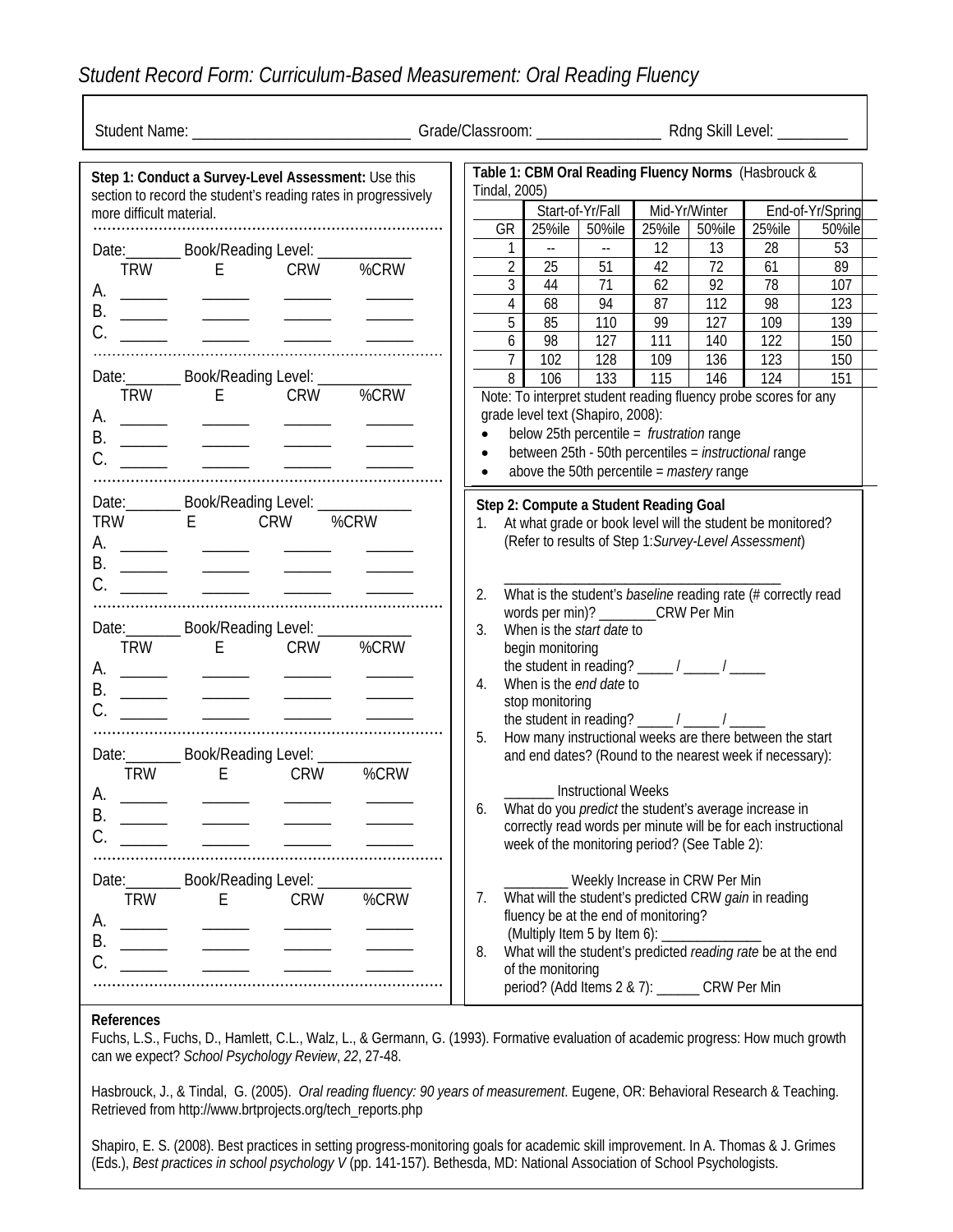# *Student Record Form: Curriculum-Based Measurement: Oral Reading Fluency*

Student Name: ___________________________ Grade/Classroom: ________________ Rdng Skill Level: _________

**Step 1: Conduct a Survey-Level Assessment:** Use this section to record the student's reading rates in progressively more difficult material.

Date:_______ Book/Reading Level: ____________

| | TRW | E | CRW | %CRW |
|---|---|---|---|---|
| A. | ______ | ______ | ______ | ______ |
| B. | ______ | ______ | ______ | ______ |
| C. | ______ | ______ | ______ | ______ |

Date:_______ Book/Reading Level: ____________

| | TRW | E | CRW | %CRW |
|---|---|---|---|---|
| A. | ______ | ______ | ______ | ______ |
| B. | ______ | ______ | ______ | ______ |
| C. | ______ | ______ | ______ | ______ |

Date:_______ Book/Reading Level: ____________

| | TRW | E | CRW | %CRW |
|---|---|---|---|---|
| A. | ______ | ______ | ______ | ______ |
| B. | ______ | ______ | ______ | ______ |
| C. | ______ | ______ | ______ | ______ |

Date:_______ Book/Reading Level: ____________

| | TRW | E | CRW | %CRW |
|---|---|---|---|---|
| A. | ______ | ______ | ______ | ______ |
| B. | ______ | ______ | ______ | ______ |
| C. | ______ | ______ | ______ | ______ |

Date:_______ Book/Reading Level: ____________

| | TRW | E | CRW | %CRW |
|---|---|---|---|---|
| A. | ______ | ______ | ______ | ______ |
| B. | ______ | ______ | ______ | ______ |
| C. | ______ | ______ | ______ | ______ |

Date:_______ Book/Reading Level: ____________

| | TRW | E | CRW | %CRW |
|---|---|---|---|---|
| A. | ______ | ______ | ______ | ______ |
| B. | ______ | ______ | ______ | ______ |
| C. | ______ | ______ | ______ | ______ |

**Table 1: CBM Oral Reading Fluency Norms** (Hasbrouck & Tindal, 2005)

| | Start-of-Yr/Fall | | Mid-Yr/Winter | | End-of-Yr/Spring | |
|---|---|---|---|---|---|---|
| GR | 25%ile | 50%ile | 25%ile | 50%ile | 25%ile | 50%ile |
| 1 | -- | -- | 12 | 13 | 28 | 53 |
| 2 | 25 | 51 | 42 | 72 | 61 | 89 |
| 3 | 44 | 71 | 62 | 92 | 78 | 107 |
| 4 | 68 | 94 | 87 | 112 | 98 | 123 |
| 5 | 85 | 110 | 99 | 127 | 109 | 139 |
| 6 | 98 | 127 | 111 | 140 | 122 | 150 |
| 7 | 102 | 128 | 109 | 136 | 123 | 150 |
| 8 | 106 | 133 | 115 | 146 | 124 | 151 |

Note: To interpret student reading fluency probe scores for any grade level text (Shapiro, 2008):

- below 25th percentile = *frustration* range
- between 25th - 50th percentiles = *instructional* range
- above the 50th percentile = *mastery* range

**Step 2: Compute a Student Reading Goal**

1. At what grade or book level will the student be monitored? (Refer to results of Step 1:*Survey-Level Assessment*)

   ________________________________________
2. What is the student's *baseline* reading rate (# correctly read words per min)? ________CRW Per Min
3. When is the *start date* to begin monitoring the student in reading? _____ / _____ / _____
4. When is the *end date* to stop monitoring the student in reading? _____ / _____ / _____
5. How many instructional weeks are there between the start and end dates? (Round to the nearest week if necessary):

   _______ Instructional Weeks
6. What do you *predict* the student's average increase in correctly read words per minute will be for each instructional week of the monitoring period? (See Table 2):

   _________ Weekly Increase in CRW Per Min
7. What will the student's predicted CRW *gain* in reading fluency be at the end of monitoring? (Multiply Item 5 by Item 6): ______________
8. What will the student's predicted *reading rate* be at the end of the monitoring period? (Add Items 2 & 7): ______ CRW Per Min

**References**

Fuchs, L.S., Fuchs, D., Hamlett, C.L., Walz, L., & Germann, G. (1993). Formative evaluation of academic progress: How much growth can we expect? *School Psychology Review*, *22*, 27-48.

Hasbrouck, J., & Tindal, G. (2005). *Oral reading fluency: 90 years of measurement*. Eugene, OR: Behavioral Research & Teaching. Retrieved from http://www.brtprojects.org/tech_reports.php

Shapiro, E. S. (2008). Best practices in setting progress-monitoring goals for academic skill improvement. In A. Thomas & J. Grimes (Eds.), *Best practices in school psychology V* (pp. 141-157). Bethesda, MD: National Association of School Psychologists.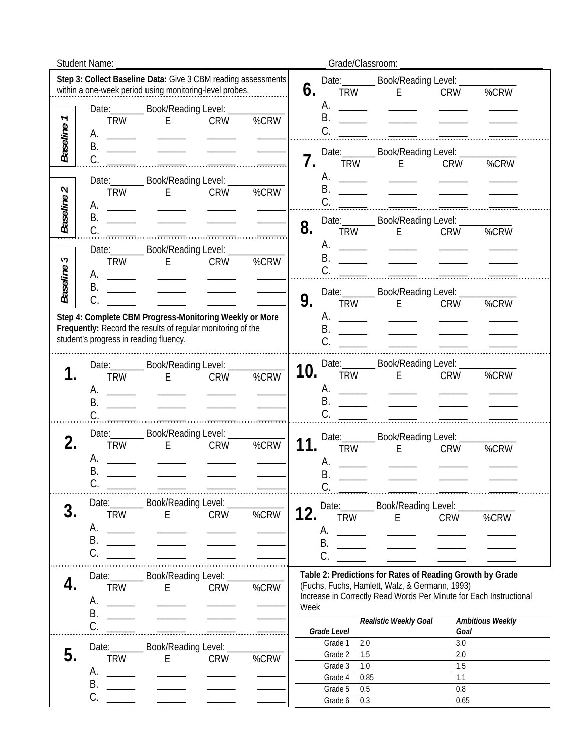Student Name: ____________________________________________ Grade/Classroom: ______________________________

**Step 3: Collect Baseline Data:** Give 3 CBM reading assessments within a one-week period using monitoring-level probes.

***Baseline 1***

Date:_______ Book/Reading Level: ____________

| | TRW | E | CRW | %CRW |
|---|---|---|---|---|
| A. | ______ | ______ | ______ | ______ |
| B. | ______ | ______ | ______ | ______ |
| C. | ______ | ______ | ______ | ______ |

***Baseline 2***

Date:_______ Book/Reading Level: ____________

| | TRW | E | CRW | %CRW |
|---|---|---|---|---|
| A. | ______ | ______ | ______ | ______ |
| B. | ______ | ______ | ______ | ______ |
| C. | ______ | ______ | ______ | ______ |

***Baseline 3***

Date:_______ Book/Reading Level: ____________

| | TRW | E | CRW | %CRW |
|---|---|---|---|---|
| A. | ______ | ______ | ______ | ______ |
| B. | ______ | ______ | ______ | ______ |
| C. | ______ | ______ | ______ | ______ |

**Step 4: Complete CBM Progress-Monitoring Weekly or More Frequently:** Record the results of regular monitoring of the student's progress in reading fluency.

**1.** Date:_______ Book/Reading Level: ____________

| | TRW | E | CRW | %CRW |
|---|---|---|---|---|
| A. | ______ | ______ | ______ | ______ |
| B. | ______ | ______ | ______ | ______ |
| C. | ______ | ______ | ______ | ______ |

**2.** Date:_______ Book/Reading Level: ____________

| | TRW | E | CRW | %CRW |
|---|---|---|---|---|
| A. | ______ | ______ | ______ | ______ |
| B. | ______ | ______ | ______ | ______ |
| C. | ______ | ______ | ______ | ______ |

**3.** Date:_______ Book/Reading Level: ____________

| | TRW | E | CRW | %CRW |
|---|---|---|---|---|
| A. | ______ | ______ | ______ | ______ |
| B. | ______ | ______ | ______ | ______ |
| C. | ______ | ______ | ______ | ______ |

**4.** Date:_______ Book/Reading Level: ____________

| | TRW | E | CRW | %CRW |
|---|---|---|---|---|
| A. | ______ | ______ | ______ | ______ |
| B. | ______ | ______ | ______ | ______ |
| C. | ______ | ______ | ______ | ______ |

**5.** Date:_______ Book/Reading Level: ____________

| | TRW | E | CRW | %CRW |
|---|---|---|---|---|
| A. | ______ | ______ | ______ | ______ |
| B. | ______ | ______ | ______ | ______ |
| C. | ______ | ______ | ______ | ______ |

**6.** Date:_______ Book/Reading Level: ____________

| | TRW | E | CRW | %CRW |
|---|---|---|---|---|
| A. | ______ | ______ | ______ | ______ |
| B. | ______ | ______ | ______ | ______ |
| C. | ______ | ______ | ______ | ______ |

**7.** Date:_______ Book/Reading Level: ____________

| | TRW | E | CRW | %CRW |
|---|---|---|---|---|
| A. | ______ | ______ | ______ | ______ |
| B. | ______ | ______ | ______ | ______ |
| C. | ______ | ______ | ______ | ______ |

**8.** Date:_______ Book/Reading Level: ____________

| | TRW | E | CRW | %CRW |
|---|---|---|---|---|
| A. | ______ | ______ | ______ | ______ |
| B. | ______ | ______ | ______ | ______ |
| C. | ______ | ______ | ______ | ______ |

**9.** Date:_______ Book/Reading Level: ____________

| | TRW | E | CRW | %CRW |
|---|---|---|---|---|
| A. | ______ | ______ | ______ | ______ |
| B. | ______ | ______ | ______ | ______ |
| C. | ______ | ______ | ______ | ______ |

**10.** Date:_______ Book/Reading Level: ____________

| | TRW | E | CRW | %CRW |
|---|---|---|---|---|
| A. | ______ | ______ | ______ | ______ |
| B. | ______ | ______ | ______ | ______ |
| C. | ______ | ______ | ______ | ______ |

**11.** Date:_______ Book/Reading Level: ____________

| | TRW | E | CRW | %CRW |
|---|---|---|---|---|
| A. | ______ | ______ | ______ | ______ |
| B. | ______ | ______ | ______ | ______ |
| C. | ______ | ______ | ______ | ______ |

**12.** Date:_______ Book/Reading Level: ____________

| | TRW | E | CRW | %CRW |
|---|---|---|---|---|
| A. | ______ | ______ | ______ | ______ |
| B. | ______ | ______ | ______ | ______ |
| C. | ______ | ______ | ______ | ______ |

**Table 2: Predictions for Rates of Reading Growth by Grade**
(Fuchs, Fuchs, Hamlett, Walz, & Germann, 1993)
Increase in Correctly Read Words Per Minute for Each Instructional Week

| *Grade Level* | *Realistic Weekly Goal* | *Ambitious Weekly Goal* |
|---|---|---|
| Grade 1 | 2.0 | 3.0 |
| Grade 2 | 1.5 | 2.0 |
| Grade 3 | 1.0 | 1.5 |
| Grade 4 | 0.85 | 1.1 |
| Grade 5 | 0.5 | 0.8 |
| Grade 6 | 0.3 | 0.65 |